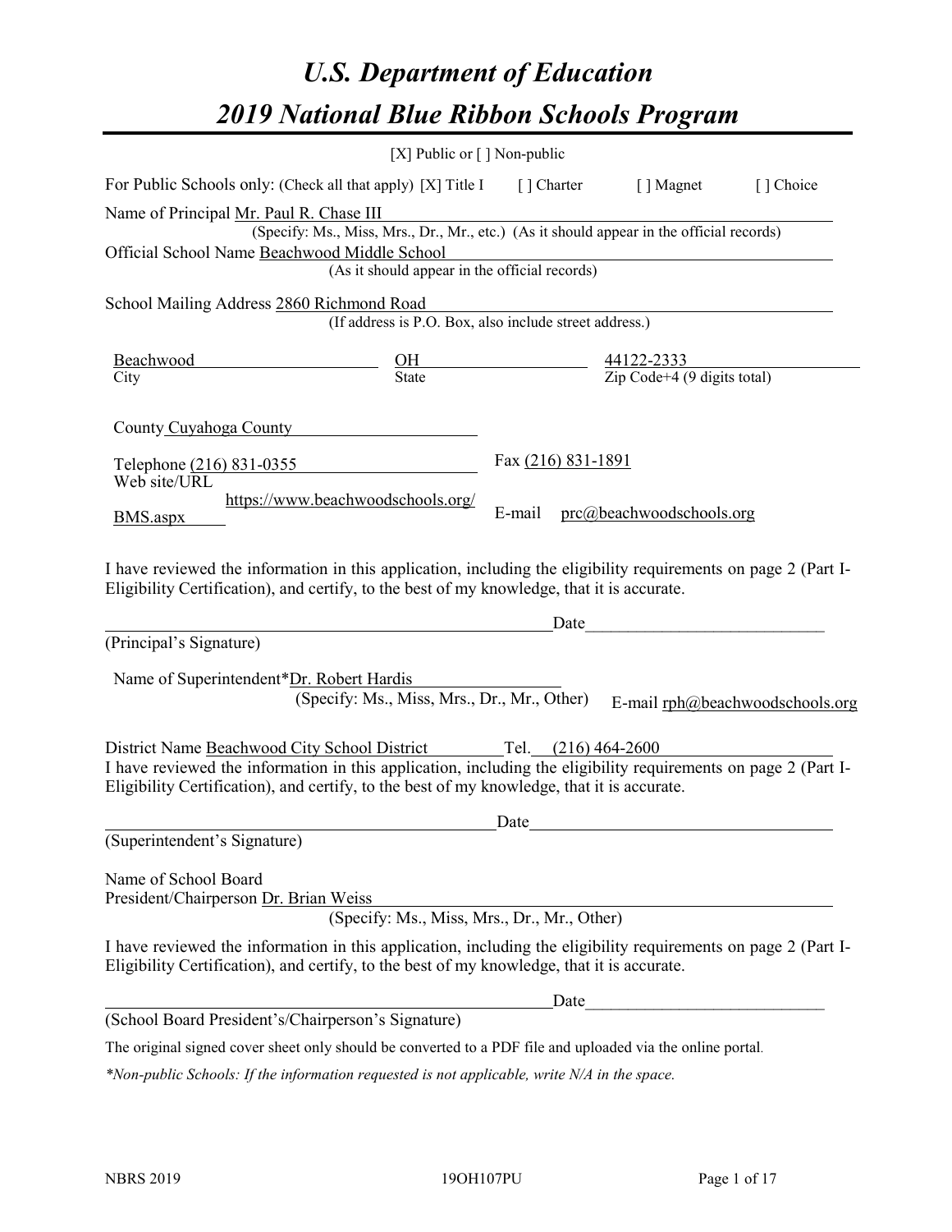# U.S. Department of Education

# 2019 National Blue Ribbon Schools Program

[X] Public or [ ] Non-public

For Public Schools only: (Check all that apply) [X] Title I [ ] Charter [ ] Magnet [ ] Choice

Name of Principal Mr. Paul R. Chase III
(Specify: Ms., Miss, Mrs., Dr., Mr., etc.) (As it should appear in the official records)

Official School Name Beachwood Middle School
(As it should appear in the official records)

School Mailing Address 2860 Richmond Road
(If address is P.O. Box, also include street address.)

| Beachwood | OH | 44122-2333 |
|---|---|---|
| City | State | Zip Code+4 (9 digits total) |

County Cuyahoga County

Telephone (216) 831-0355 Fax (216) 831-1891

Web site/URL https://www.beachwoodschools.org/BMS.aspx E-mail prc@beachwoodschools.org

I have reviewed the information in this application, including the eligibility requirements on page 2 (Part I-Eligibility Certification), and certify, to the best of my knowledge, that it is accurate.

_______________________________________________ Date_________________________

(Principal's Signature)

Name of Superintendent* Dr. Robert Hardis
(Specify: Ms., Miss, Mrs., Dr., Mr., Other) E-mail rph@beachwoodschools.org

District Name Beachwood City School District Tel. (216) 464-2600

I have reviewed the information in this application, including the eligibility requirements on page 2 (Part I-Eligibility Certification), and certify, to the best of my knowledge, that it is accurate.

_______________________________________________ Date_________________________

(Superintendent's Signature)

Name of School Board
President/Chairperson Dr. Brian Weiss
(Specify: Ms., Miss, Mrs., Dr., Mr., Other)

I have reviewed the information in this application, including the eligibility requirements on page 2 (Part I-Eligibility Certification), and certify, to the best of my knowledge, that it is accurate.

_______________________________________________ Date_________________________

(School Board President's/Chairperson's Signature)

The original signed cover sheet only should be converted to a PDF file and uploaded via the online portal.

*\*Non-public Schools: If the information requested is not applicable, write N/A in the space.*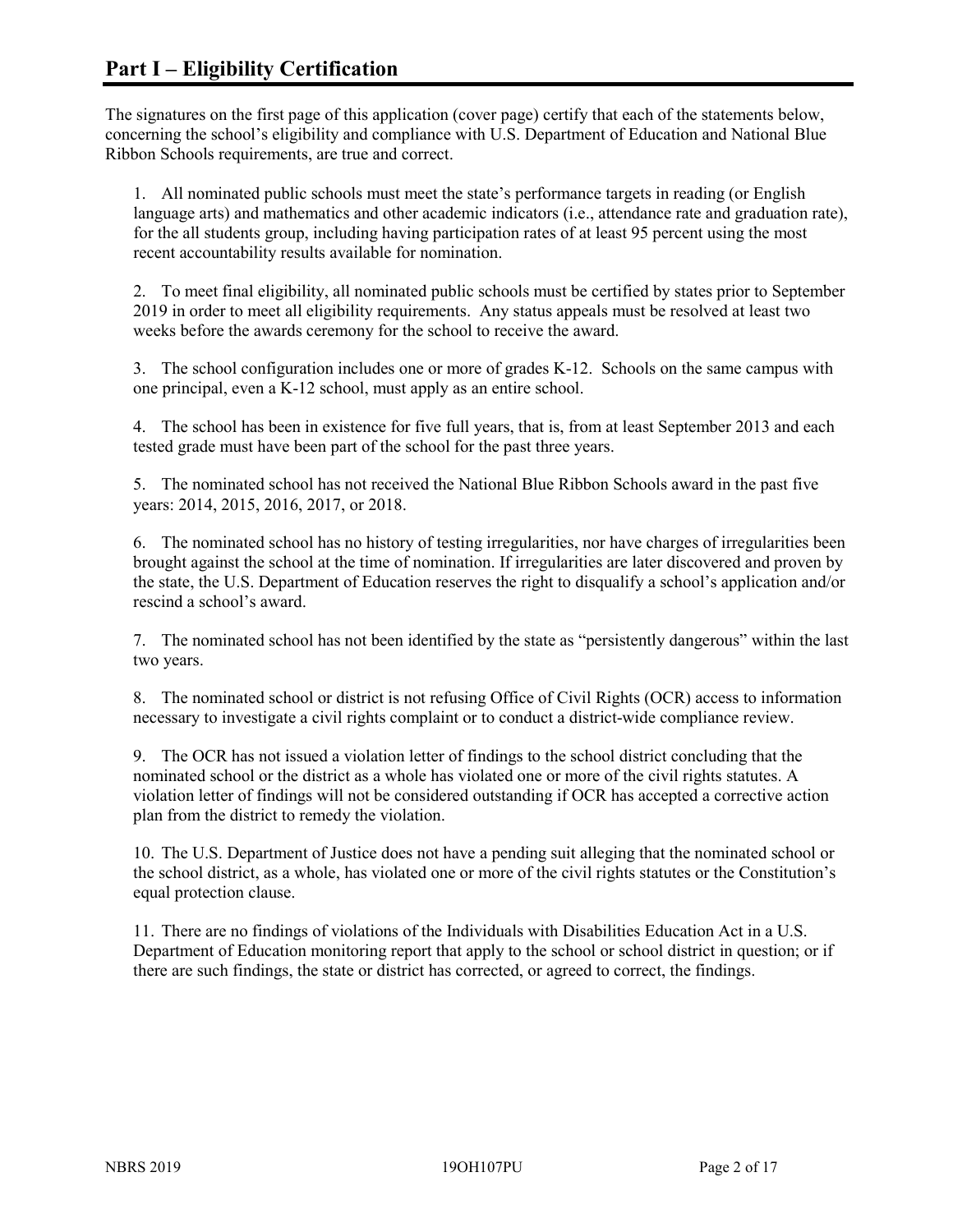## Part I – Eligibility Certification

The signatures on the first page of this application (cover page) certify that each of the statements below, concerning the school's eligibility and compliance with U.S. Department of Education and National Blue Ribbon Schools requirements, are true and correct.

1. All nominated public schools must meet the state's performance targets in reading (or English language arts) and mathematics and other academic indicators (i.e., attendance rate and graduation rate), for the all students group, including having participation rates of at least 95 percent using the most recent accountability results available for nomination.

2. To meet final eligibility, all nominated public schools must be certified by states prior to September 2019 in order to meet all eligibility requirements. Any status appeals must be resolved at least two weeks before the awards ceremony for the school to receive the award.

3. The school configuration includes one or more of grades K-12. Schools on the same campus with one principal, even a K-12 school, must apply as an entire school.

4. The school has been in existence for five full years, that is, from at least September 2013 and each tested grade must have been part of the school for the past three years.

5. The nominated school has not received the National Blue Ribbon Schools award in the past five years: 2014, 2015, 2016, 2017, or 2018.

6. The nominated school has no history of testing irregularities, nor have charges of irregularities been brought against the school at the time of nomination. If irregularities are later discovered and proven by the state, the U.S. Department of Education reserves the right to disqualify a school's application and/or rescind a school's award.

7. The nominated school has not been identified by the state as "persistently dangerous" within the last two years.

8. The nominated school or district is not refusing Office of Civil Rights (OCR) access to information necessary to investigate a civil rights complaint or to conduct a district-wide compliance review.

9. The OCR has not issued a violation letter of findings to the school district concluding that the nominated school or the district as a whole has violated one or more of the civil rights statutes. A violation letter of findings will not be considered outstanding if OCR has accepted a corrective action plan from the district to remedy the violation.

10. The U.S. Department of Justice does not have a pending suit alleging that the nominated school or the school district, as a whole, has violated one or more of the civil rights statutes or the Constitution's equal protection clause.

11. There are no findings of violations of the Individuals with Disabilities Education Act in a U.S. Department of Education monitoring report that apply to the school or school district in question; or if there are such findings, the state or district has corrected, or agreed to correct, the findings.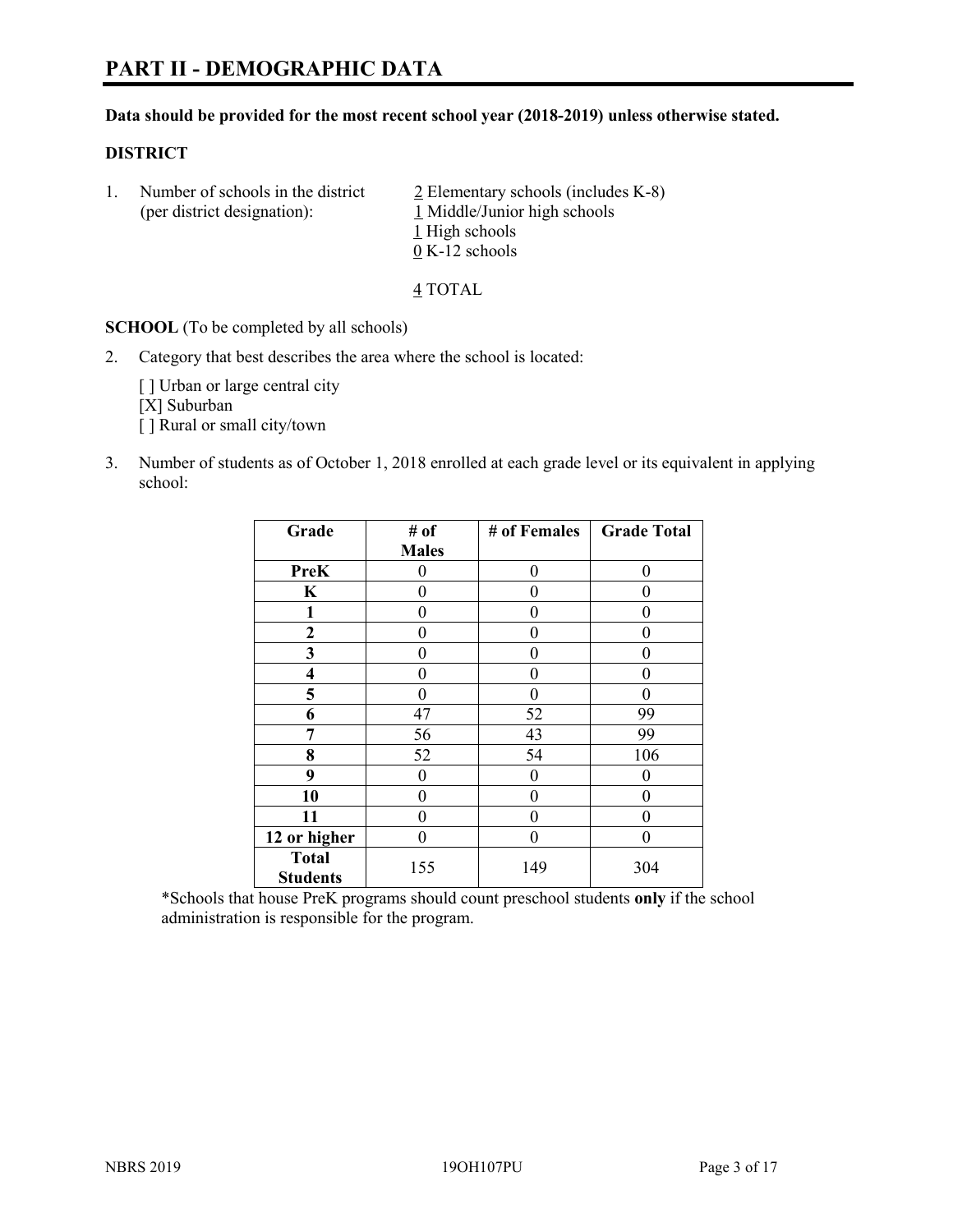# PART II - DEMOGRAPHIC DATA

**Data should be provided for the most recent school year (2018-2019) unless otherwise stated.**

**DISTRICT**

1. Number of schools in the district (per district designation):
   2 Elementary schools (includes K-8)
   1 Middle/Junior high schools
   1 High schools
   0 K-12 schools

   4 TOTAL

**SCHOOL** (To be completed by all schools)

2. Category that best describes the area where the school is located:

   [ ] Urban or large central city
   [X] Suburban
   [ ] Rural or small city/town

3. Number of students as of October 1, 2018 enrolled at each grade level or its equivalent in applying school:

| Grade | # of Males | # of Females | Grade Total |
|---|---|---|---|
| PreK | 0 | 0 | 0 |
| K | 0 | 0 | 0 |
| 1 | 0 | 0 | 0 |
| 2 | 0 | 0 | 0 |
| 3 | 0 | 0 | 0 |
| 4 | 0 | 0 | 0 |
| 5 | 0 | 0 | 0 |
| 6 | 47 | 52 | 99 |
| 7 | 56 | 43 | 99 |
| 8 | 52 | 54 | 106 |
| 9 | 0 | 0 | 0 |
| 10 | 0 | 0 | 0 |
| 11 | 0 | 0 | 0 |
| 12 or higher | 0 | 0 | 0 |
| Total Students | 155 | 149 | 304 |

*Schools that house PreK programs should count preschool students **only** if the school administration is responsible for the program.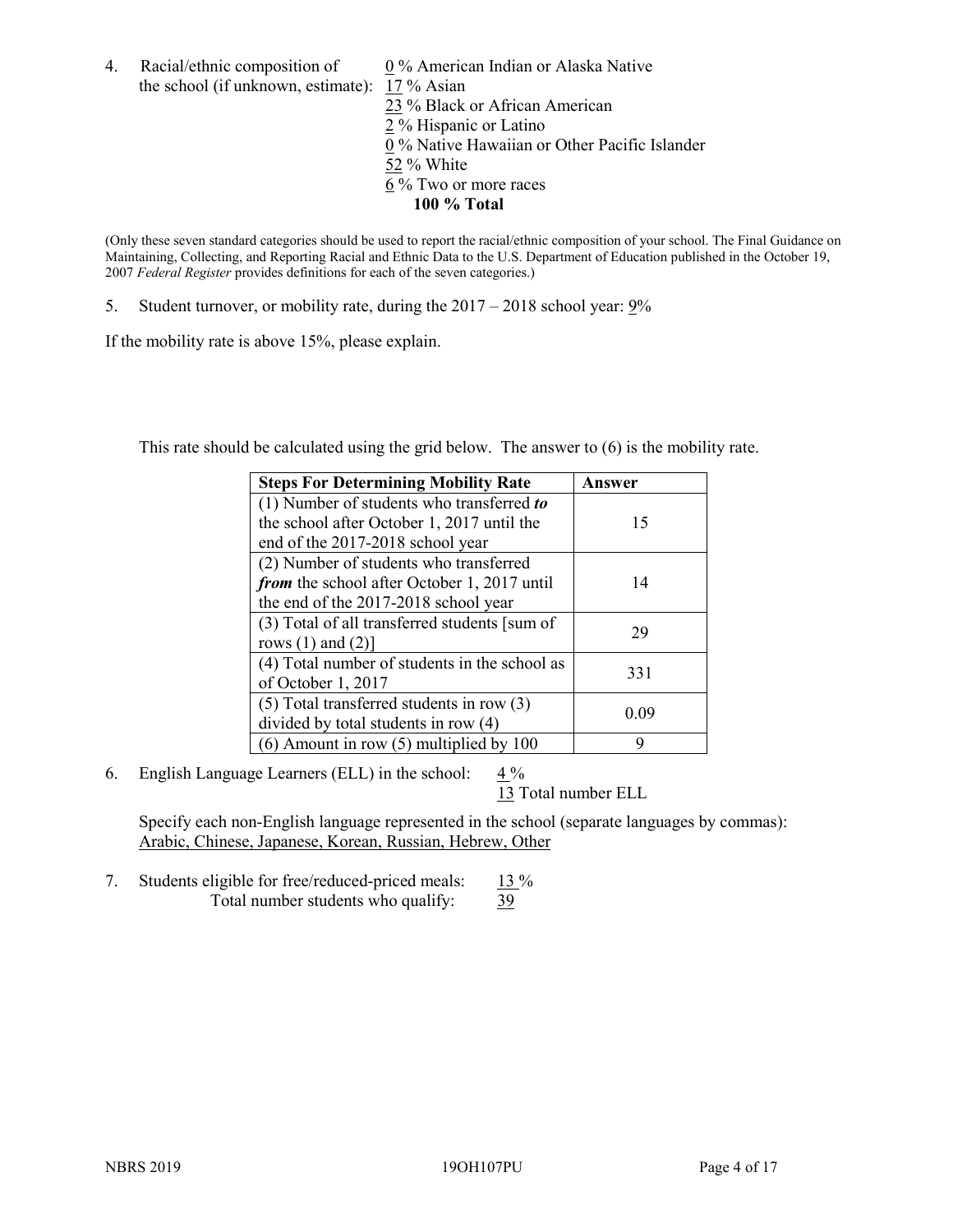4. Racial/ethnic composition of the school (if unknown, estimate):

0 % American Indian or Alaska Native
17 % Asian
23 % Black or African American
2 % Hispanic or Latino
0 % Native Hawaiian or Other Pacific Islander
52 % White
6 % Two or more races
**100 % Total**

(Only these seven standard categories should be used to report the racial/ethnic composition of your school. The Final Guidance on Maintaining, Collecting, and Reporting Racial and Ethnic Data to the U.S. Department of Education published in the October 19, 2007 *Federal Register* provides definitions for each of the seven categories.)

5. Student turnover, or mobility rate, during the 2017 – 2018 school year: 9%

If the mobility rate is above 15%, please explain.

This rate should be calculated using the grid below. The answer to (6) is the mobility rate.

| **Steps For Determining Mobility Rate** | **Answer** |
| --- | --- |
| (1) Number of students who transferred ***to*** the school after October 1, 2017 until the end of the 2017-2018 school year | 15 |
| (2) Number of students who transferred ***from*** the school after October 1, 2017 until the end of the 2017-2018 school year | 14 |
| (3) Total of all transferred students [sum of rows (1) and (2)] | 29 |
| (4) Total number of students in the school as of October 1, 2017 | 331 |
| (5) Total transferred students in row (3) divided by total students in row (4) | 0.09 |
| (6) Amount in row (5) multiplied by 100 | 9 |

6. English Language Learners (ELL) in the school: 4 %
13 Total number ELL

Specify each non-English language represented in the school (separate languages by commas):
Arabic, Chinese, Japanese, Korean, Russian, Hebrew, Other

7. Students eligible for free/reduced-priced meals: 13 %
Total number students who qualify: 39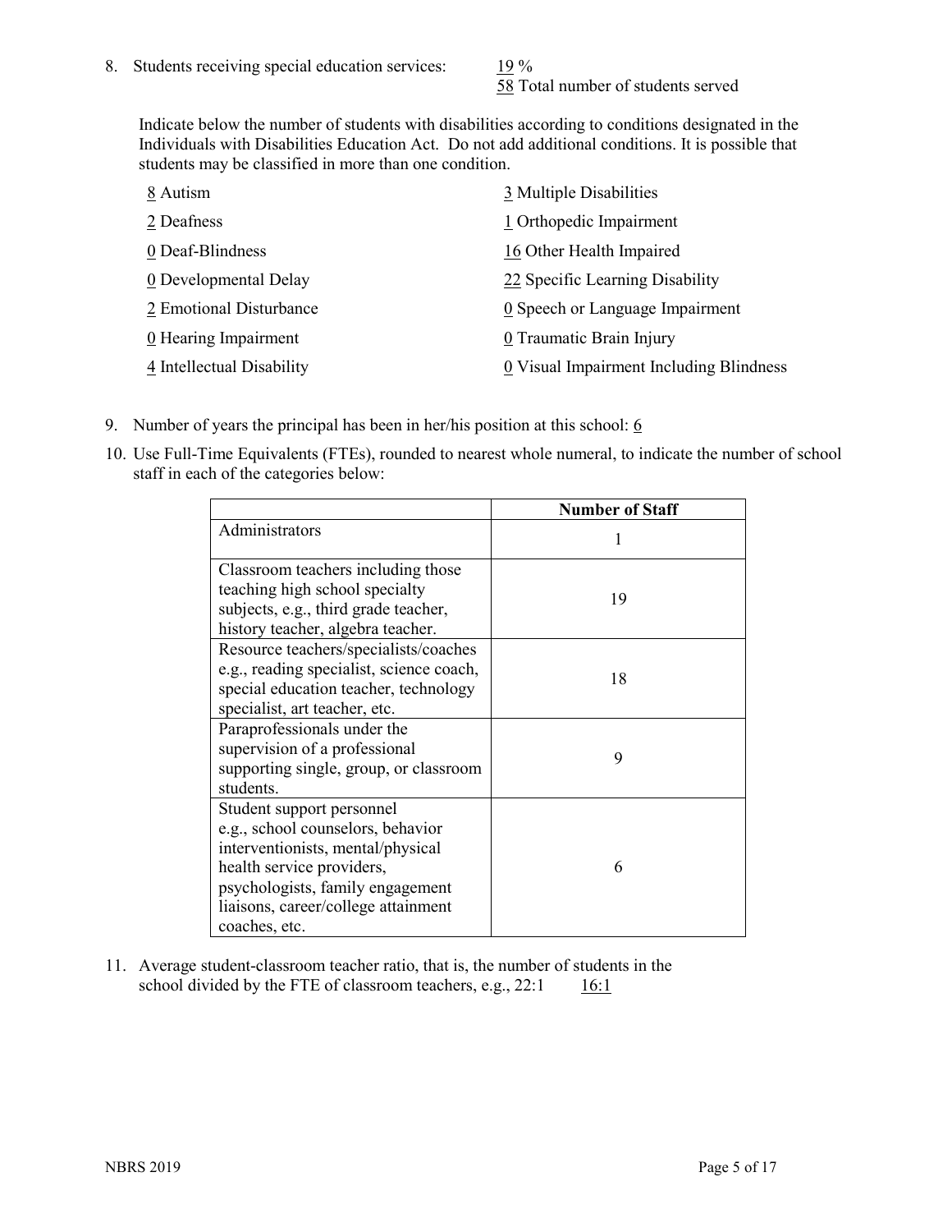8. Students receiving special education services: 19 %
   58 Total number of students served

   Indicate below the number of students with disabilities according to conditions designated in the Individuals with Disabilities Education Act. Do not add additional conditions. It is possible that students may be classified in more than one condition.

   8 Autism
   2 Deafness
   0 Deaf-Blindness
   0 Developmental Delay
   2 Emotional Disturbance
   0 Hearing Impairment
   4 Intellectual Disability
   3 Multiple Disabilities
   1 Orthopedic Impairment
   16 Other Health Impaired
   22 Specific Learning Disability
   0 Speech or Language Impairment
   0 Traumatic Brain Injury
   0 Visual Impairment Including Blindness

9. Number of years the principal has been in her/his position at this school: 6

10. Use Full-Time Equivalents (FTEs), rounded to nearest whole numeral, to indicate the number of school staff in each of the categories below:

|  | Number of Staff |
| --- | --- |
| Administrators | 1 |
| Classroom teachers including those teaching high school specialty subjects, e.g., third grade teacher, history teacher, algebra teacher. | 19 |
| Resource teachers/specialists/coaches e.g., reading specialist, science coach, special education teacher, technology specialist, art teacher, etc. | 18 |
| Paraprofessionals under the supervision of a professional supporting single, group, or classroom students. | 9 |
| Student support personnel e.g., school counselors, behavior interventionists, mental/physical health service providers, psychologists, family engagement liaisons, career/college attainment coaches, etc. | 6 |

11. Average student-classroom teacher ratio, that is, the number of students in the school divided by the FTE of classroom teachers, e.g., 22:1    16:1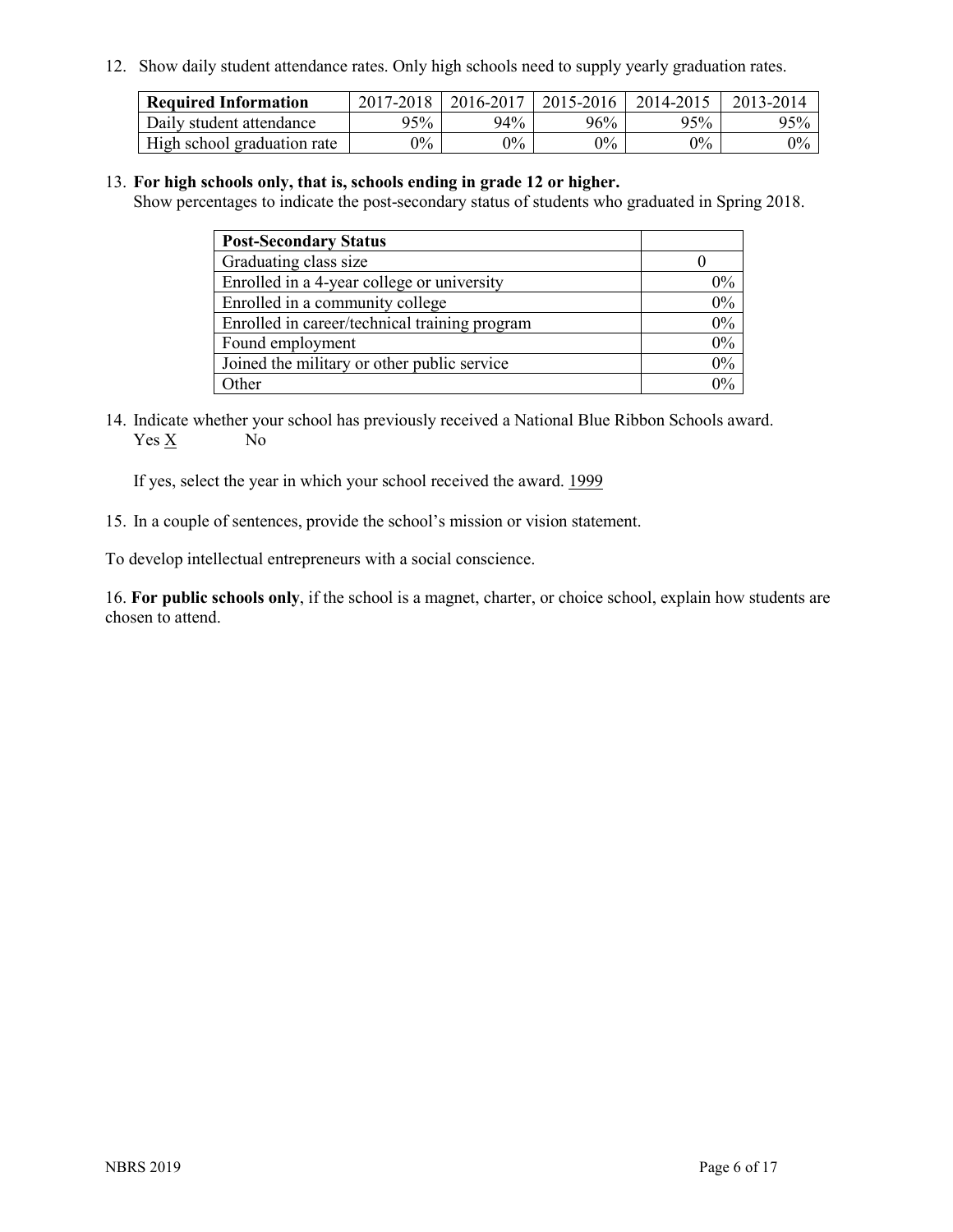12. Show daily student attendance rates. Only high schools need to supply yearly graduation rates.

| Required Information | 2017-2018 | 2016-2017 | 2015-2016 | 2014-2015 | 2013-2014 |
|---|---|---|---|---|---|
| Daily student attendance | 95% | 94% | 96% | 95% | 95% |
| High school graduation rate | 0% | 0% | 0% | 0% | 0% |

13. **For high schools only, that is, schools ending in grade 12 or higher.**
Show percentages to indicate the post-secondary status of students who graduated in Spring 2018.

| Post-Secondary Status | |
|---|---|
| Graduating class size | 0 |
| Enrolled in a 4-year college or university | 0% |
| Enrolled in a community college | 0% |
| Enrolled in career/technical training program | 0% |
| Found employment | 0% |
| Joined the military or other public service | 0% |
| Other | 0% |

14. Indicate whether your school has previously received a National Blue Ribbon Schools award.
Yes X No

If yes, select the year in which your school received the award. 1999

15. In a couple of sentences, provide the school's mission or vision statement.

To develop intellectual entrepreneurs with a social conscience.

16. **For public schools only**, if the school is a magnet, charter, or choice school, explain how students are chosen to attend.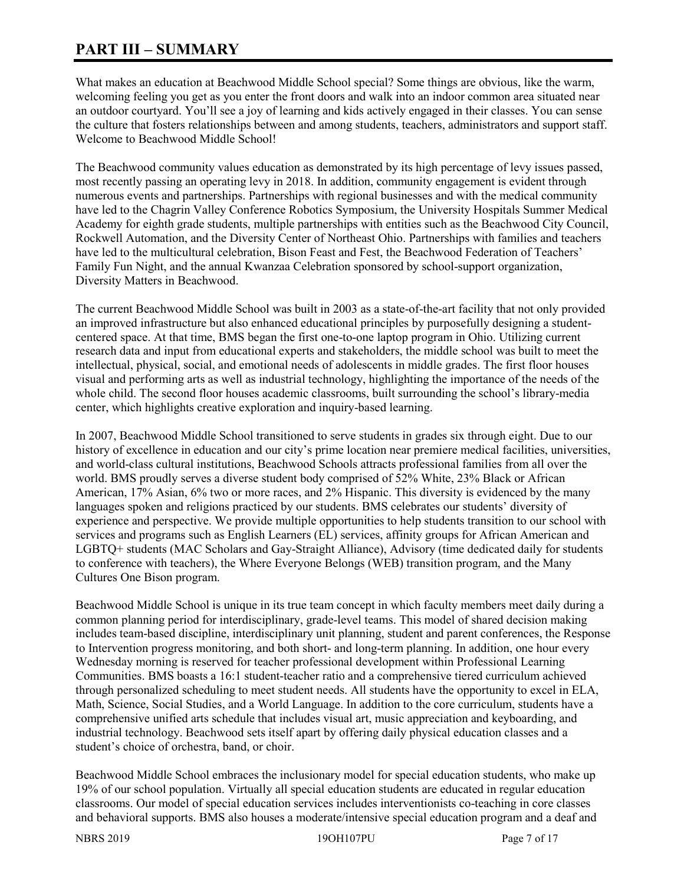# PART III – SUMMARY

What makes an education at Beachwood Middle School special? Some things are obvious, like the warm, welcoming feeling you get as you enter the front doors and walk into an indoor common area situated near an outdoor courtyard. You'll see a joy of learning and kids actively engaged in their classes. You can sense the culture that fosters relationships between and among students, teachers, administrators and support staff. Welcome to Beachwood Middle School!

The Beachwood community values education as demonstrated by its high percentage of levy issues passed, most recently passing an operating levy in 2018. In addition, community engagement is evident through numerous events and partnerships. Partnerships with regional businesses and with the medical community have led to the Chagrin Valley Conference Robotics Symposium, the University Hospitals Summer Medical Academy for eighth grade students, multiple partnerships with entities such as the Beachwood City Council, Rockwell Automation, and the Diversity Center of Northeast Ohio. Partnerships with families and teachers have led to the multicultural celebration, Bison Feast and Fest, the Beachwood Federation of Teachers' Family Fun Night, and the annual Kwanzaa Celebration sponsored by school-support organization, Diversity Matters in Beachwood.

The current Beachwood Middle School was built in 2003 as a state-of-the-art facility that not only provided an improved infrastructure but also enhanced educational principles by purposefully designing a student-centered space. At that time, BMS began the first one-to-one laptop program in Ohio. Utilizing current research data and input from educational experts and stakeholders, the middle school was built to meet the intellectual, physical, social, and emotional needs of adolescents in middle grades. The first floor houses visual and performing arts as well as industrial technology, highlighting the importance of the needs of the whole child. The second floor houses academic classrooms, built surrounding the school's library-media center, which highlights creative exploration and inquiry-based learning.

In 2007, Beachwood Middle School transitioned to serve students in grades six through eight. Due to our history of excellence in education and our city's prime location near premiere medical facilities, universities, and world-class cultural institutions, Beachwood Schools attracts professional families from all over the world. BMS proudly serves a diverse student body comprised of 52% White, 23% Black or African American, 17% Asian, 6% two or more races, and 2% Hispanic. This diversity is evidenced by the many languages spoken and religions practiced by our students. BMS celebrates our students' diversity of experience and perspective. We provide multiple opportunities to help students transition to our school with services and programs such as English Learners (EL) services, affinity groups for African American and LGBTQ+ students (MAC Scholars and Gay-Straight Alliance), Advisory (time dedicated daily for students to conference with teachers), the Where Everyone Belongs (WEB) transition program, and the Many Cultures One Bison program.

Beachwood Middle School is unique in its true team concept in which faculty members meet daily during a common planning period for interdisciplinary, grade-level teams. This model of shared decision making includes team-based discipline, interdisciplinary unit planning, student and parent conferences, the Response to Intervention progress monitoring, and both short- and long-term planning. In addition, one hour every Wednesday morning is reserved for teacher professional development within Professional Learning Communities. BMS boasts a 16:1 student-teacher ratio and a comprehensive tiered curriculum achieved through personalized scheduling to meet student needs. All students have the opportunity to excel in ELA, Math, Science, Social Studies, and a World Language. In addition to the core curriculum, students have a comprehensive unified arts schedule that includes visual art, music appreciation and keyboarding, and industrial technology. Beachwood sets itself apart by offering daily physical education classes and a student's choice of orchestra, band, or choir.

Beachwood Middle School embraces the inclusionary model for special education students, who make up 19% of our school population. Virtually all special education students are educated in regular education classrooms. Our model of special education services includes interventionists co-teaching in core classes and behavioral supports. BMS also houses a moderate/intensive special education program and a deaf and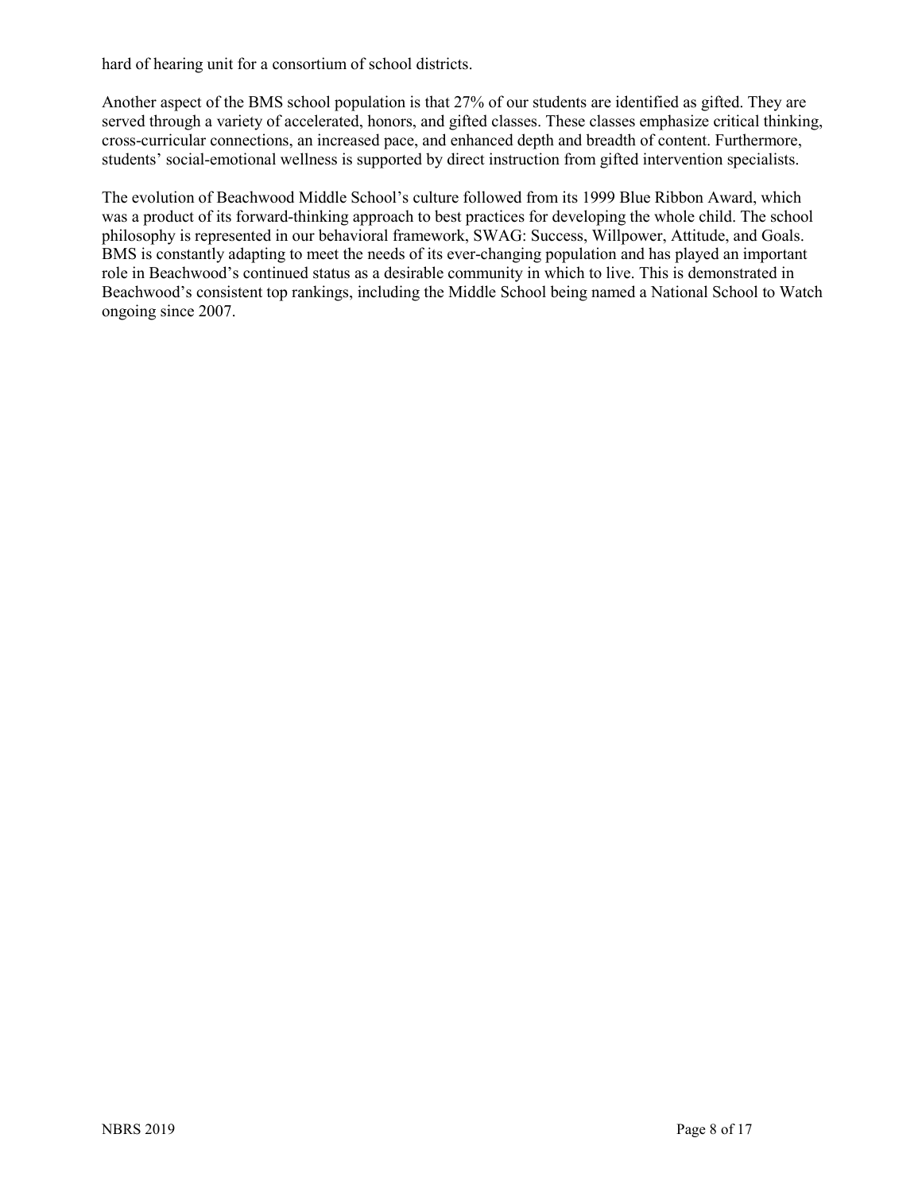hard of hearing unit for a consortium of school districts.

Another aspect of the BMS school population is that 27% of our students are identified as gifted. They are served through a variety of accelerated, honors, and gifted classes. These classes emphasize critical thinking, cross-curricular connections, an increased pace, and enhanced depth and breadth of content. Furthermore, students' social-emotional wellness is supported by direct instruction from gifted intervention specialists.

The evolution of Beachwood Middle School's culture followed from its 1999 Blue Ribbon Award, which was a product of its forward-thinking approach to best practices for developing the whole child. The school philosophy is represented in our behavioral framework, SWAG: Success, Willpower, Attitude, and Goals. BMS is constantly adapting to meet the needs of its ever-changing population and has played an important role in Beachwood's continued status as a desirable community in which to live. This is demonstrated in Beachwood's consistent top rankings, including the Middle School being named a National School to Watch ongoing since 2007.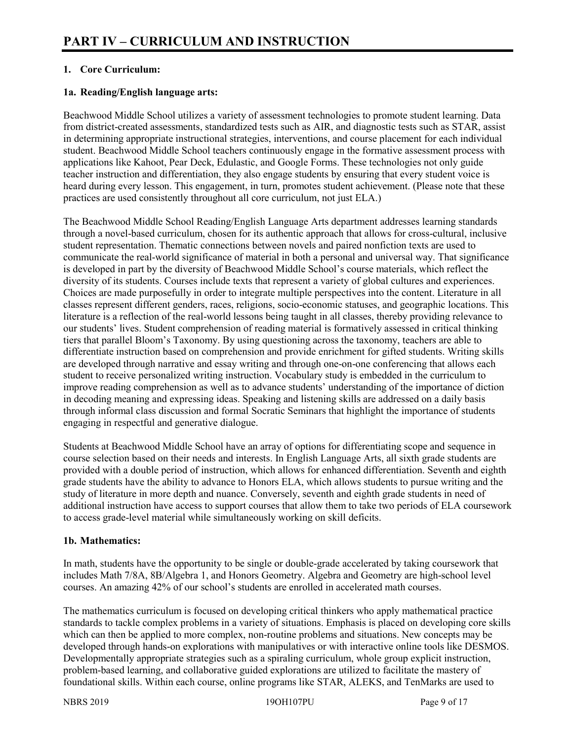# PART IV – CURRICULUM AND INSTRUCTION

## 1. Core Curriculum:

### 1a. Reading/English language arts:

Beachwood Middle School utilizes a variety of assessment technologies to promote student learning. Data from district-created assessments, standardized tests such as AIR, and diagnostic tests such as STAR, assist in determining appropriate instructional strategies, interventions, and course placement for each individual student. Beachwood Middle School teachers continuously engage in the formative assessment process with applications like Kahoot, Pear Deck, Edulastic, and Google Forms. These technologies not only guide teacher instruction and differentiation, they also engage students by ensuring that every student voice is heard during every lesson. This engagement, in turn, promotes student achievement. (Please note that these practices are used consistently throughout all core curriculum, not just ELA.)

The Beachwood Middle School Reading/English Language Arts department addresses learning standards through a novel-based curriculum, chosen for its authentic approach that allows for cross-cultural, inclusive student representation. Thematic connections between novels and paired nonfiction texts are used to communicate the real-world significance of material in both a personal and universal way. That significance is developed in part by the diversity of Beachwood Middle School's course materials, which reflect the diversity of its students. Courses include texts that represent a variety of global cultures and experiences. Choices are made purposefully in order to integrate multiple perspectives into the content. Literature in all classes represent different genders, races, religions, socio-economic statuses, and geographic locations. This literature is a reflection of the real-world lessons being taught in all classes, thereby providing relevance to our students' lives. Student comprehension of reading material is formatively assessed in critical thinking tiers that parallel Bloom's Taxonomy. By using questioning across the taxonomy, teachers are able to differentiate instruction based on comprehension and provide enrichment for gifted students. Writing skills are developed through narrative and essay writing and through one-on-one conferencing that allows each student to receive personalized writing instruction. Vocabulary study is embedded in the curriculum to improve reading comprehension as well as to advance students' understanding of the importance of diction in decoding meaning and expressing ideas. Speaking and listening skills are addressed on a daily basis through informal class discussion and formal Socratic Seminars that highlight the importance of students engaging in respectful and generative dialogue.

Students at Beachwood Middle School have an array of options for differentiating scope and sequence in course selection based on their needs and interests. In English Language Arts, all sixth grade students are provided with a double period of instruction, which allows for enhanced differentiation. Seventh and eighth grade students have the ability to advance to Honors ELA, which allows students to pursue writing and the study of literature in more depth and nuance. Conversely, seventh and eighth grade students in need of additional instruction have access to support courses that allow them to take two periods of ELA coursework to access grade-level material while simultaneously working on skill deficits.

### 1b. Mathematics:

In math, students have the opportunity to be single or double-grade accelerated by taking coursework that includes Math 7/8A, 8B/Algebra 1, and Honors Geometry. Algebra and Geometry are high-school level courses. An amazing 42% of our school's students are enrolled in accelerated math courses.

The mathematics curriculum is focused on developing critical thinkers who apply mathematical practice standards to tackle complex problems in a variety of situations. Emphasis is placed on developing core skills which can then be applied to more complex, non-routine problems and situations. New concepts may be developed through hands-on explorations with manipulatives or with interactive online tools like DESMOS. Developmentally appropriate strategies such as a spiraling curriculum, whole group explicit instruction, problem-based learning, and collaborative guided explorations are utilized to facilitate the mastery of foundational skills. Within each course, online programs like STAR, ALEKS, and TenMarks are used to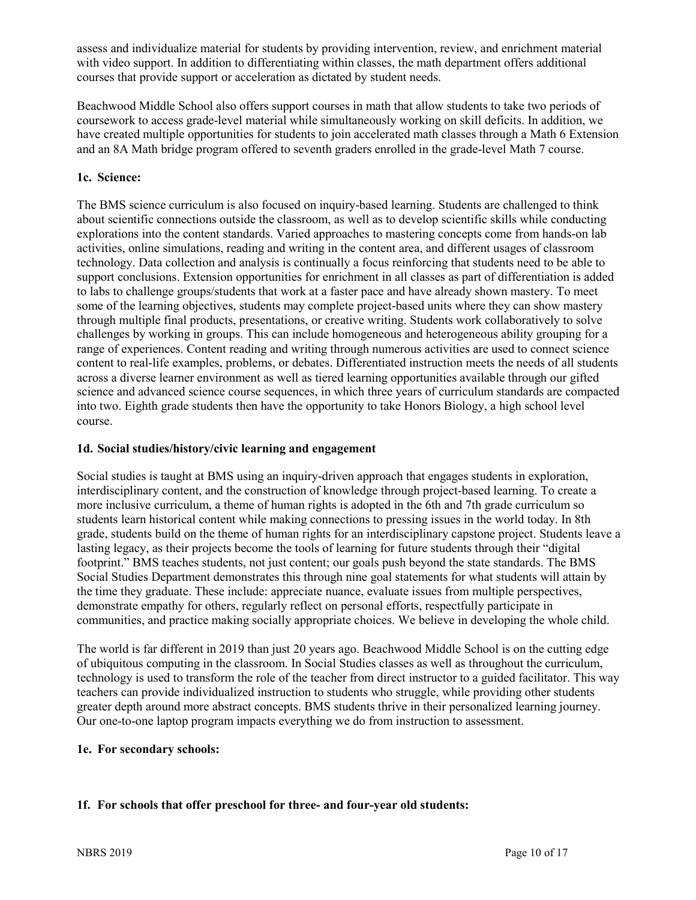assess and individualize material for students by providing intervention, review, and enrichment material with video support. In addition to differentiating within classes, the math department offers additional courses that provide support or acceleration as dictated by student needs.

Beachwood Middle School also offers support courses in math that allow students to take two periods of coursework to access grade-level material while simultaneously working on skill deficits. In addition, we have created multiple opportunities for students to join accelerated math classes through a Math 6 Extension and an 8A Math bridge program offered to seventh graders enrolled in the grade-level Math 7 course.

### 1c. Science:

The BMS science curriculum is also focused on inquiry-based learning. Students are challenged to think about scientific connections outside the classroom, as well as to develop scientific skills while conducting explorations into the content standards. Varied approaches to mastering concepts come from hands-on lab activities, online simulations, reading and writing in the content area, and different usages of classroom technology. Data collection and analysis is continually a focus reinforcing that students need to be able to support conclusions. Extension opportunities for enrichment in all classes as part of differentiation is added to labs to challenge groups/students that work at a faster pace and have already shown mastery. To meet some of the learning objectives, students may complete project-based units where they can show mastery through multiple final products, presentations, or creative writing. Students work collaboratively to solve challenges by working in groups. This can include homogeneous and heterogeneous ability grouping for a range of experiences. Content reading and writing through numerous activities are used to connect science content to real-life examples, problems, or debates. Differentiated instruction meets the needs of all students across a diverse learner environment as well as tiered learning opportunities available through our gifted science and advanced science course sequences, in which three years of curriculum standards are compacted into two. Eighth grade students then have the opportunity to take Honors Biology, a high school level course.

### 1d. Social studies/history/civic learning and engagement

Social studies is taught at BMS using an inquiry-driven approach that engages students in exploration, interdisciplinary content, and the construction of knowledge through project-based learning. To create a more inclusive curriculum, a theme of human rights is adopted in the 6th and 7th grade curriculum so students learn historical content while making connections to pressing issues in the world today. In 8th grade, students build on the theme of human rights for an interdisciplinary capstone project. Students leave a lasting legacy, as their projects become the tools of learning for future students through their "digital footprint." BMS teaches students, not just content; our goals push beyond the state standards. The BMS Social Studies Department demonstrates this through nine goal statements for what students will attain by the time they graduate. These include: appreciate nuance, evaluate issues from multiple perspectives, demonstrate empathy for others, regularly reflect on personal efforts, respectfully participate in communities, and practice making socially appropriate choices. We believe in developing the whole child.

The world is far different in 2019 than just 20 years ago. Beachwood Middle School is on the cutting edge of ubiquitous computing in the classroom. In Social Studies classes as well as throughout the curriculum, technology is used to transform the role of the teacher from direct instructor to a guided facilitator. This way teachers can provide individualized instruction to students who struggle, while providing other students greater depth around more abstract concepts. BMS students thrive in their personalized learning journey. Our one-to-one laptop program impacts everything we do from instruction to assessment.

### 1e. For secondary schools:

### 1f. For schools that offer preschool for three- and four-year old students: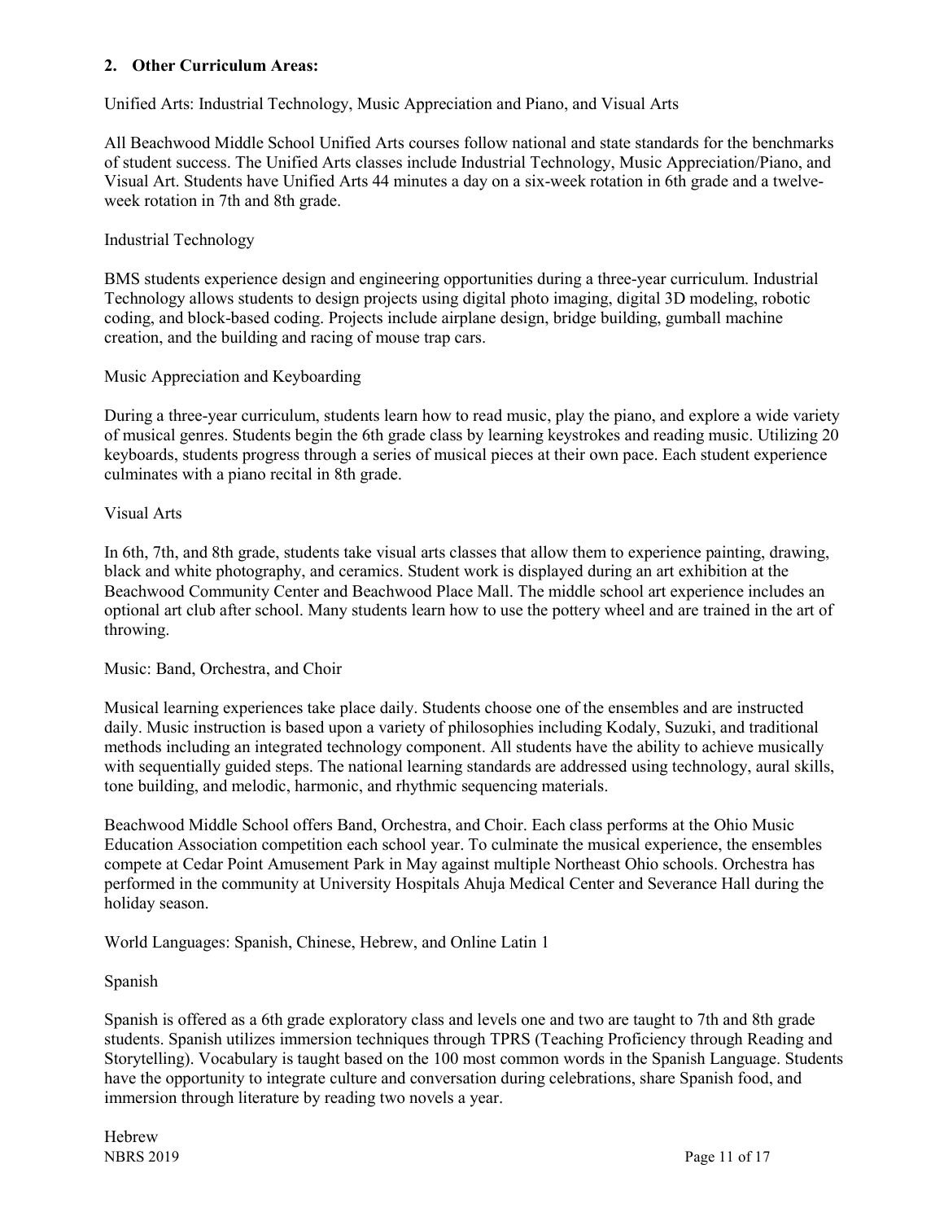**2. Other Curriculum Areas:**

Unified Arts: Industrial Technology, Music Appreciation and Piano, and Visual Arts

All Beachwood Middle School Unified Arts courses follow national and state standards for the benchmarks of student success. The Unified Arts classes include Industrial Technology, Music Appreciation/Piano, and Visual Art. Students have Unified Arts 44 minutes a day on a six-week rotation in 6th grade and a twelve-week rotation in 7th and 8th grade.

Industrial Technology

BMS students experience design and engineering opportunities during a three-year curriculum. Industrial Technology allows students to design projects using digital photo imaging, digital 3D modeling, robotic coding, and block-based coding. Projects include airplane design, bridge building, gumball machine creation, and the building and racing of mouse trap cars.

Music Appreciation and Keyboarding

During a three-year curriculum, students learn how to read music, play the piano, and explore a wide variety of musical genres. Students begin the 6th grade class by learning keystrokes and reading music. Utilizing 20 keyboards, students progress through a series of musical pieces at their own pace. Each student experience culminates with a piano recital in 8th grade.

Visual Arts

In 6th, 7th, and 8th grade, students take visual arts classes that allow them to experience painting, drawing, black and white photography, and ceramics. Student work is displayed during an art exhibition at the Beachwood Community Center and Beachwood Place Mall. The middle school art experience includes an optional art club after school. Many students learn how to use the pottery wheel and are trained in the art of throwing.

Music: Band, Orchestra, and Choir

Musical learning experiences take place daily. Students choose one of the ensembles and are instructed daily. Music instruction is based upon a variety of philosophies including Kodaly, Suzuki, and traditional methods including an integrated technology component. All students have the ability to achieve musically with sequentially guided steps. The national learning standards are addressed using technology, aural skills, tone building, and melodic, harmonic, and rhythmic sequencing materials.

Beachwood Middle School offers Band, Orchestra, and Choir. Each class performs at the Ohio Music Education Association competition each school year. To culminate the musical experience, the ensembles compete at Cedar Point Amusement Park in May against multiple Northeast Ohio schools. Orchestra has performed in the community at University Hospitals Ahuja Medical Center and Severance Hall during the holiday season.

World Languages: Spanish, Chinese, Hebrew, and Online Latin 1

Spanish

Spanish is offered as a 6th grade exploratory class and levels one and two are taught to 7th and 8th grade students. Spanish utilizes immersion techniques through TPRS (Teaching Proficiency through Reading and Storytelling). Vocabulary is taught based on the 100 most common words in the Spanish Language. Students have the opportunity to integrate culture and conversation during celebrations, share Spanish food, and immersion through literature by reading two novels a year.

Hebrew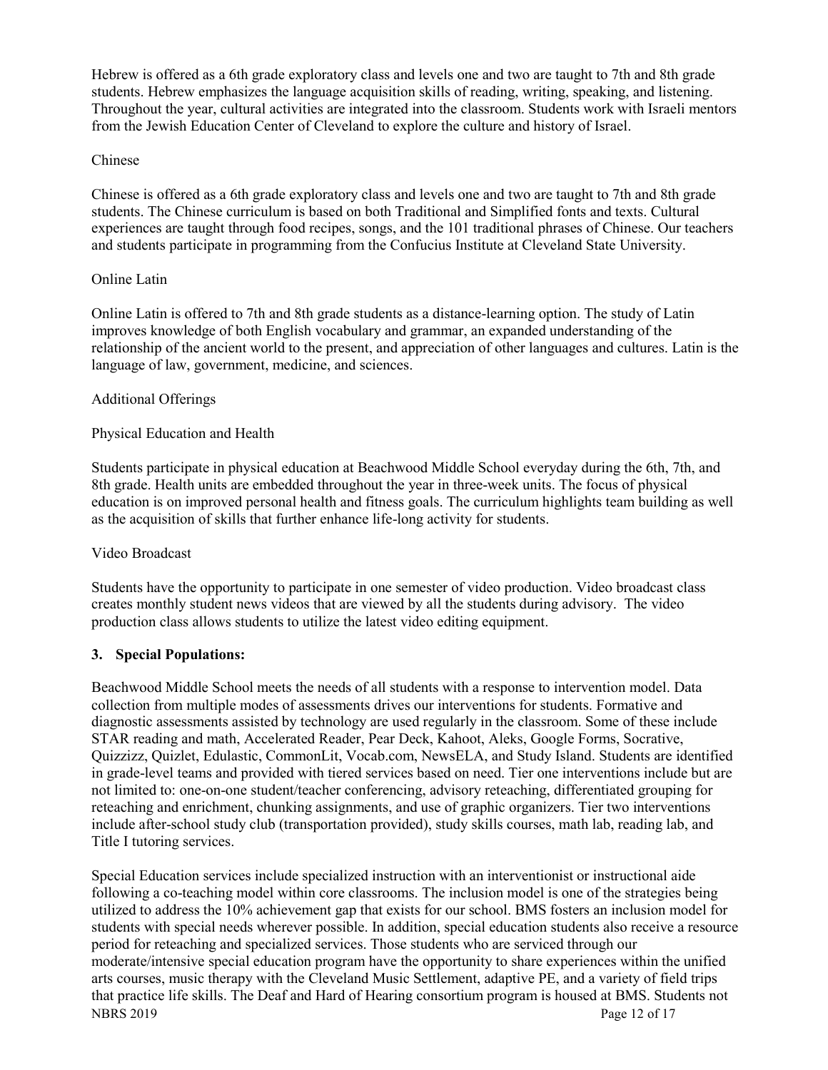Hebrew is offered as a 6th grade exploratory class and levels one and two are taught to 7th and 8th grade students. Hebrew emphasizes the language acquisition skills of reading, writing, speaking, and listening. Throughout the year, cultural activities are integrated into the classroom. Students work with Israeli mentors from the Jewish Education Center of Cleveland to explore the culture and history of Israel.

Chinese

Chinese is offered as a 6th grade exploratory class and levels one and two are taught to 7th and 8th grade students. The Chinese curriculum is based on both Traditional and Simplified fonts and texts. Cultural experiences are taught through food recipes, songs, and the 101 traditional phrases of Chinese. Our teachers and students participate in programming from the Confucius Institute at Cleveland State University.

Online Latin

Online Latin is offered to 7th and 8th grade students as a distance-learning option. The study of Latin improves knowledge of both English vocabulary and grammar, an expanded understanding of the relationship of the ancient world to the present, and appreciation of other languages and cultures. Latin is the language of law, government, medicine, and sciences.

Additional Offerings

Physical Education and Health

Students participate in physical education at Beachwood Middle School everyday during the 6th, 7th, and 8th grade. Health units are embedded throughout the year in three-week units. The focus of physical education is on improved personal health and fitness goals. The curriculum highlights team building as well as the acquisition of skills that further enhance life-long activity for students.

Video Broadcast

Students have the opportunity to participate in one semester of video production. Video broadcast class creates monthly student news videos that are viewed by all the students during advisory. The video production class allows students to utilize the latest video editing equipment.

**3. Special Populations:**

Beachwood Middle School meets the needs of all students with a response to intervention model. Data collection from multiple modes of assessments drives our interventions for students. Formative and diagnostic assessments assisted by technology are used regularly in the classroom. Some of these include STAR reading and math, Accelerated Reader, Pear Deck, Kahoot, Aleks, Google Forms, Socrative, Quizzizz, Quizlet, Edulastic, CommonLit, Vocab.com, NewsELA, and Study Island. Students are identified in grade-level teams and provided with tiered services based on need. Tier one interventions include but are not limited to: one-on-one student/teacher conferencing, advisory reteaching, differentiated grouping for reteaching and enrichment, chunking assignments, and use of graphic organizers. Tier two interventions include after-school study club (transportation provided), study skills courses, math lab, reading lab, and Title I tutoring services.

Special Education services include specialized instruction with an interventionist or instructional aide following a co-teaching model within core classrooms. The inclusion model is one of the strategies being utilized to address the 10% achievement gap that exists for our school. BMS fosters an inclusion model for students with special needs wherever possible. In addition, special education students also receive a resource period for reteaching and specialized services. Those students who are serviced through our moderate/intensive special education program have the opportunity to share experiences within the unified arts courses, music therapy with the Cleveland Music Settlement, adaptive PE, and a variety of field trips that practice life skills. The Deaf and Hard of Hearing consortium program is housed at BMS. Students not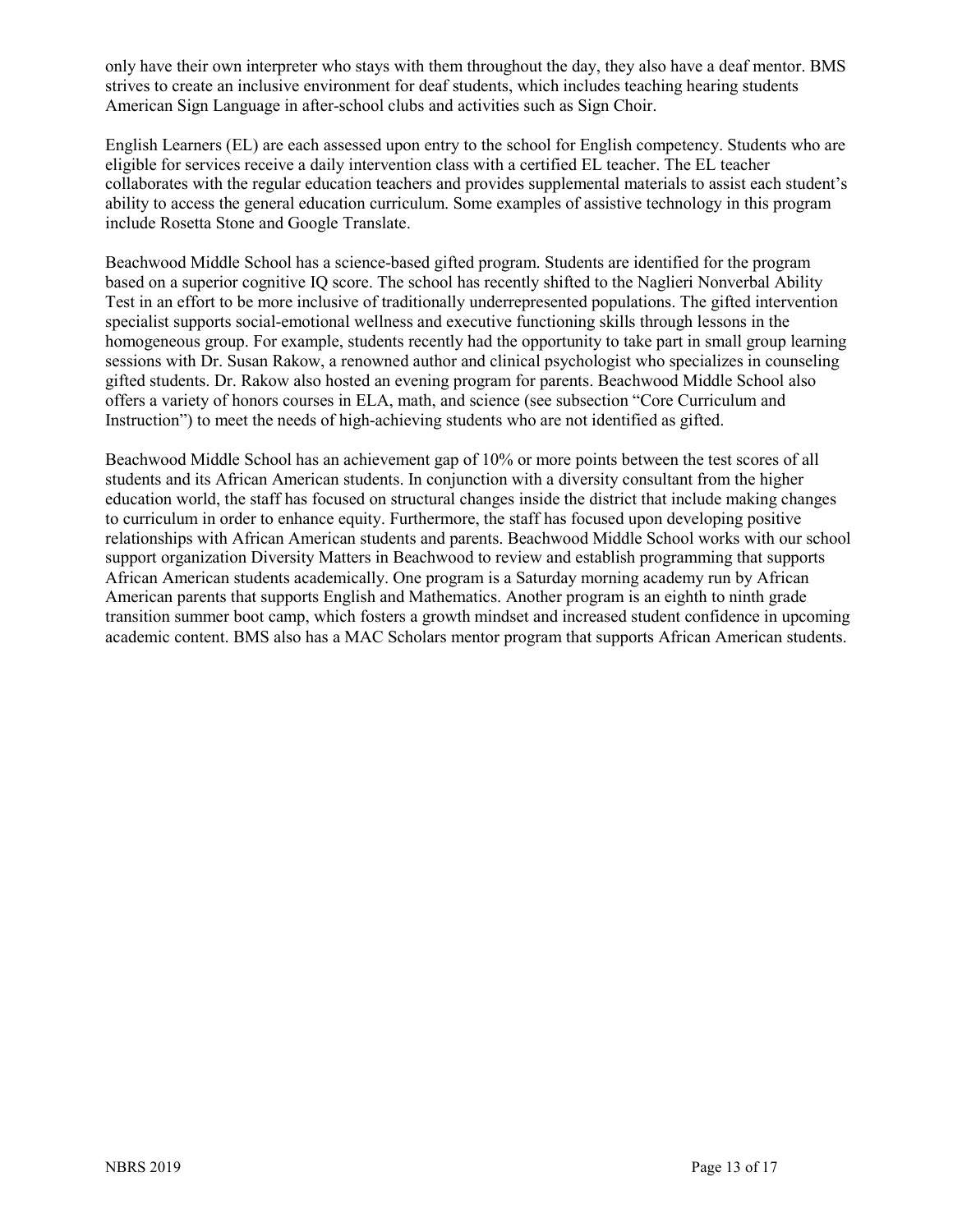only have their own interpreter who stays with them throughout the day, they also have a deaf mentor. BMS strives to create an inclusive environment for deaf students, which includes teaching hearing students American Sign Language in after-school clubs and activities such as Sign Choir.

English Learners (EL) are each assessed upon entry to the school for English competency. Students who are eligible for services receive a daily intervention class with a certified EL teacher. The EL teacher collaborates with the regular education teachers and provides supplemental materials to assist each student's ability to access the general education curriculum. Some examples of assistive technology in this program include Rosetta Stone and Google Translate.

Beachwood Middle School has a science-based gifted program. Students are identified for the program based on a superior cognitive IQ score. The school has recently shifted to the Naglieri Nonverbal Ability Test in an effort to be more inclusive of traditionally underrepresented populations. The gifted intervention specialist supports social-emotional wellness and executive functioning skills through lessons in the homogeneous group. For example, students recently had the opportunity to take part in small group learning sessions with Dr. Susan Rakow, a renowned author and clinical psychologist who specializes in counseling gifted students. Dr. Rakow also hosted an evening program for parents. Beachwood Middle School also offers a variety of honors courses in ELA, math, and science (see subsection "Core Curriculum and Instruction") to meet the needs of high-achieving students who are not identified as gifted.

Beachwood Middle School has an achievement gap of 10% or more points between the test scores of all students and its African American students. In conjunction with a diversity consultant from the higher education world, the staff has focused on structural changes inside the district that include making changes to curriculum in order to enhance equity. Furthermore, the staff has focused upon developing positive relationships with African American students and parents. Beachwood Middle School works with our school support organization Diversity Matters in Beachwood to review and establish programming that supports African American students academically. One program is a Saturday morning academy run by African American parents that supports English and Mathematics. Another program is an eighth to ninth grade transition summer boot camp, which fosters a growth mindset and increased student confidence in upcoming academic content. BMS also has a MAC Scholars mentor program that supports African American students.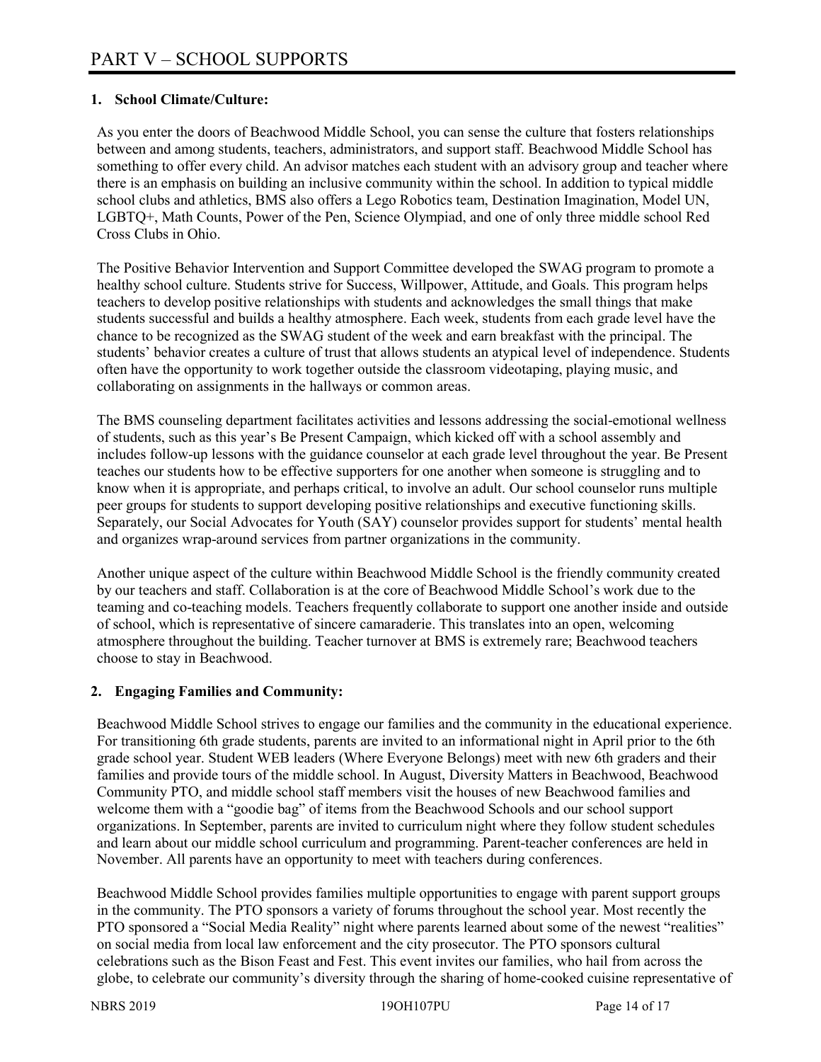# PART V – SCHOOL SUPPORTS

**1. School Climate/Culture:**

As you enter the doors of Beachwood Middle School, you can sense the culture that fosters relationships between and among students, teachers, administrators, and support staff. Beachwood Middle School has something to offer every child. An advisor matches each student with an advisory group and teacher where there is an emphasis on building an inclusive community within the school. In addition to typical middle school clubs and athletics, BMS also offers a Lego Robotics team, Destination Imagination, Model UN, LGBTQ+, Math Counts, Power of the Pen, Science Olympiad, and one of only three middle school Red Cross Clubs in Ohio.

The Positive Behavior Intervention and Support Committee developed the SWAG program to promote a healthy school culture. Students strive for Success, Willpower, Attitude, and Goals. This program helps teachers to develop positive relationships with students and acknowledges the small things that make students successful and builds a healthy atmosphere. Each week, students from each grade level have the chance to be recognized as the SWAG student of the week and earn breakfast with the principal. The students' behavior creates a culture of trust that allows students an atypical level of independence. Students often have the opportunity to work together outside the classroom videotaping, playing music, and collaborating on assignments in the hallways or common areas.

The BMS counseling department facilitates activities and lessons addressing the social-emotional wellness of students, such as this year's Be Present Campaign, which kicked off with a school assembly and includes follow-up lessons with the guidance counselor at each grade level throughout the year. Be Present teaches our students how to be effective supporters for one another when someone is struggling and to know when it is appropriate, and perhaps critical, to involve an adult. Our school counselor runs multiple peer groups for students to support developing positive relationships and executive functioning skills. Separately, our Social Advocates for Youth (SAY) counselor provides support for students' mental health and organizes wrap-around services from partner organizations in the community.

Another unique aspect of the culture within Beachwood Middle School is the friendly community created by our teachers and staff. Collaboration is at the core of Beachwood Middle School's work due to the teaming and co-teaching models. Teachers frequently collaborate to support one another inside and outside of school, which is representative of sincere camaraderie. This translates into an open, welcoming atmosphere throughout the building. Teacher turnover at BMS is extremely rare; Beachwood teachers choose to stay in Beachwood.

**2. Engaging Families and Community:**

Beachwood Middle School strives to engage our families and the community in the educational experience. For transitioning 6th grade students, parents are invited to an informational night in April prior to the 6th grade school year. Student WEB leaders (Where Everyone Belongs) meet with new 6th graders and their families and provide tours of the middle school. In August, Diversity Matters in Beachwood, Beachwood Community PTO, and middle school staff members visit the houses of new Beachwood families and welcome them with a "goodie bag" of items from the Beachwood Schools and our school support organizations. In September, parents are invited to curriculum night where they follow student schedules and learn about our middle school curriculum and programming. Parent-teacher conferences are held in November. All parents have an opportunity to meet with teachers during conferences.

Beachwood Middle School provides families multiple opportunities to engage with parent support groups in the community. The PTO sponsors a variety of forums throughout the school year. Most recently the PTO sponsored a "Social Media Reality" night where parents learned about some of the newest "realities" on social media from local law enforcement and the city prosecutor. The PTO sponsors cultural celebrations such as the Bison Feast and Fest. This event invites our families, who hail from across the globe, to celebrate our community's diversity through the sharing of home-cooked cuisine representative of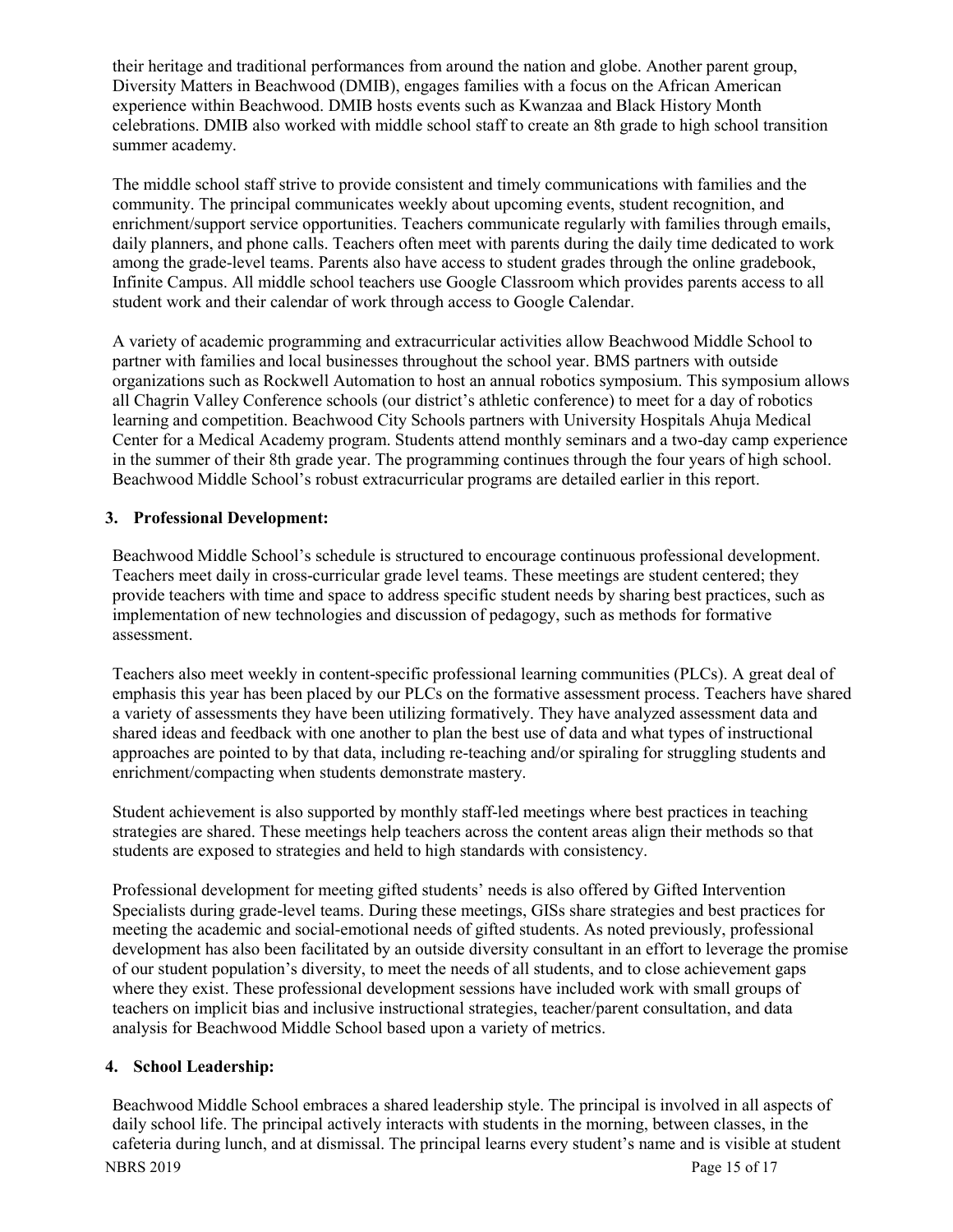their heritage and traditional performances from around the nation and globe. Another parent group, Diversity Matters in Beachwood (DMIB), engages families with a focus on the African American experience within Beachwood. DMIB hosts events such as Kwanzaa and Black History Month celebrations. DMIB also worked with middle school staff to create an 8th grade to high school transition summer academy.

The middle school staff strive to provide consistent and timely communications with families and the community. The principal communicates weekly about upcoming events, student recognition, and enrichment/support service opportunities. Teachers communicate regularly with families through emails, daily planners, and phone calls. Teachers often meet with parents during the daily time dedicated to work among the grade-level teams. Parents also have access to student grades through the online gradebook, Infinite Campus. All middle school teachers use Google Classroom which provides parents access to all student work and their calendar of work through access to Google Calendar.

A variety of academic programming and extracurricular activities allow Beachwood Middle School to partner with families and local businesses throughout the school year. BMS partners with outside organizations such as Rockwell Automation to host an annual robotics symposium. This symposium allows all Chagrin Valley Conference schools (our district's athletic conference) to meet for a day of robotics learning and competition. Beachwood City Schools partners with University Hospitals Ahuja Medical Center for a Medical Academy program. Students attend monthly seminars and a two-day camp experience in the summer of their 8th grade year. The programming continues through the four years of high school. Beachwood Middle School's robust extracurricular programs are detailed earlier in this report.

**3. Professional Development:**

Beachwood Middle School's schedule is structured to encourage continuous professional development. Teachers meet daily in cross-curricular grade level teams. These meetings are student centered; they provide teachers with time and space to address specific student needs by sharing best practices, such as implementation of new technologies and discussion of pedagogy, such as methods for formative assessment.

Teachers also meet weekly in content-specific professional learning communities (PLCs). A great deal of emphasis this year has been placed by our PLCs on the formative assessment process. Teachers have shared a variety of assessments they have been utilizing formatively. They have analyzed assessment data and shared ideas and feedback with one another to plan the best use of data and what types of instructional approaches are pointed to by that data, including re-teaching and/or spiraling for struggling students and enrichment/compacting when students demonstrate mastery.

Student achievement is also supported by monthly staff-led meetings where best practices in teaching strategies are shared. These meetings help teachers across the content areas align their methods so that students are exposed to strategies and held to high standards with consistency.

Professional development for meeting gifted students' needs is also offered by Gifted Intervention Specialists during grade-level teams. During these meetings, GISs share strategies and best practices for meeting the academic and social-emotional needs of gifted students. As noted previously, professional development has also been facilitated by an outside diversity consultant in an effort to leverage the promise of our student population's diversity, to meet the needs of all students, and to close achievement gaps where they exist. These professional development sessions have included work with small groups of teachers on implicit bias and inclusive instructional strategies, teacher/parent consultation, and data analysis for Beachwood Middle School based upon a variety of metrics.

**4. School Leadership:**

Beachwood Middle School embraces a shared leadership style. The principal is involved in all aspects of daily school life. The principal actively interacts with students in the morning, between classes, in the cafeteria during lunch, and at dismissal. The principal learns every student's name and is visible at student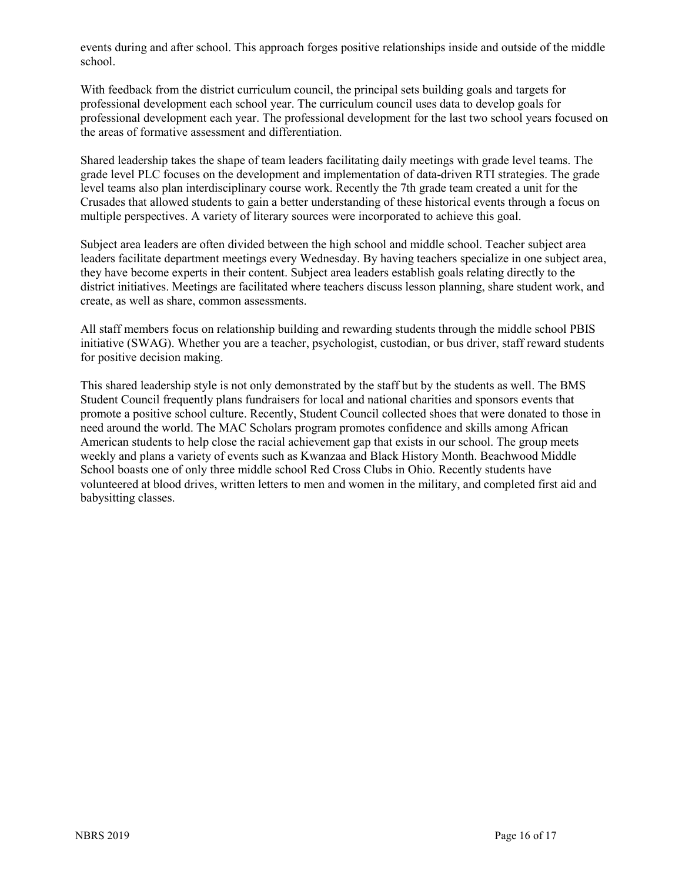events during and after school. This approach forges positive relationships inside and outside of the middle school.

With feedback from the district curriculum council, the principal sets building goals and targets for professional development each school year. The curriculum council uses data to develop goals for professional development each year. The professional development for the last two school years focused on the areas of formative assessment and differentiation.

Shared leadership takes the shape of team leaders facilitating daily meetings with grade level teams. The grade level PLC focuses on the development and implementation of data-driven RTI strategies. The grade level teams also plan interdisciplinary course work. Recently the 7th grade team created a unit for the Crusades that allowed students to gain a better understanding of these historical events through a focus on multiple perspectives. A variety of literary sources were incorporated to achieve this goal.

Subject area leaders are often divided between the high school and middle school. Teacher subject area leaders facilitate department meetings every Wednesday. By having teachers specialize in one subject area, they have become experts in their content. Subject area leaders establish goals relating directly to the district initiatives. Meetings are facilitated where teachers discuss lesson planning, share student work, and create, as well as share, common assessments.

All staff members focus on relationship building and rewarding students through the middle school PBIS initiative (SWAG). Whether you are a teacher, psychologist, custodian, or bus driver, staff reward students for positive decision making.

This shared leadership style is not only demonstrated by the staff but by the students as well. The BMS Student Council frequently plans fundraisers for local and national charities and sponsors events that promote a positive school culture. Recently, Student Council collected shoes that were donated to those in need around the world. The MAC Scholars program promotes confidence and skills among African American students to help close the racial achievement gap that exists in our school. The group meets weekly and plans a variety of events such as Kwanzaa and Black History Month. Beachwood Middle School boasts one of only three middle school Red Cross Clubs in Ohio. Recently students have volunteered at blood drives, written letters to men and women in the military, and completed first aid and babysitting classes.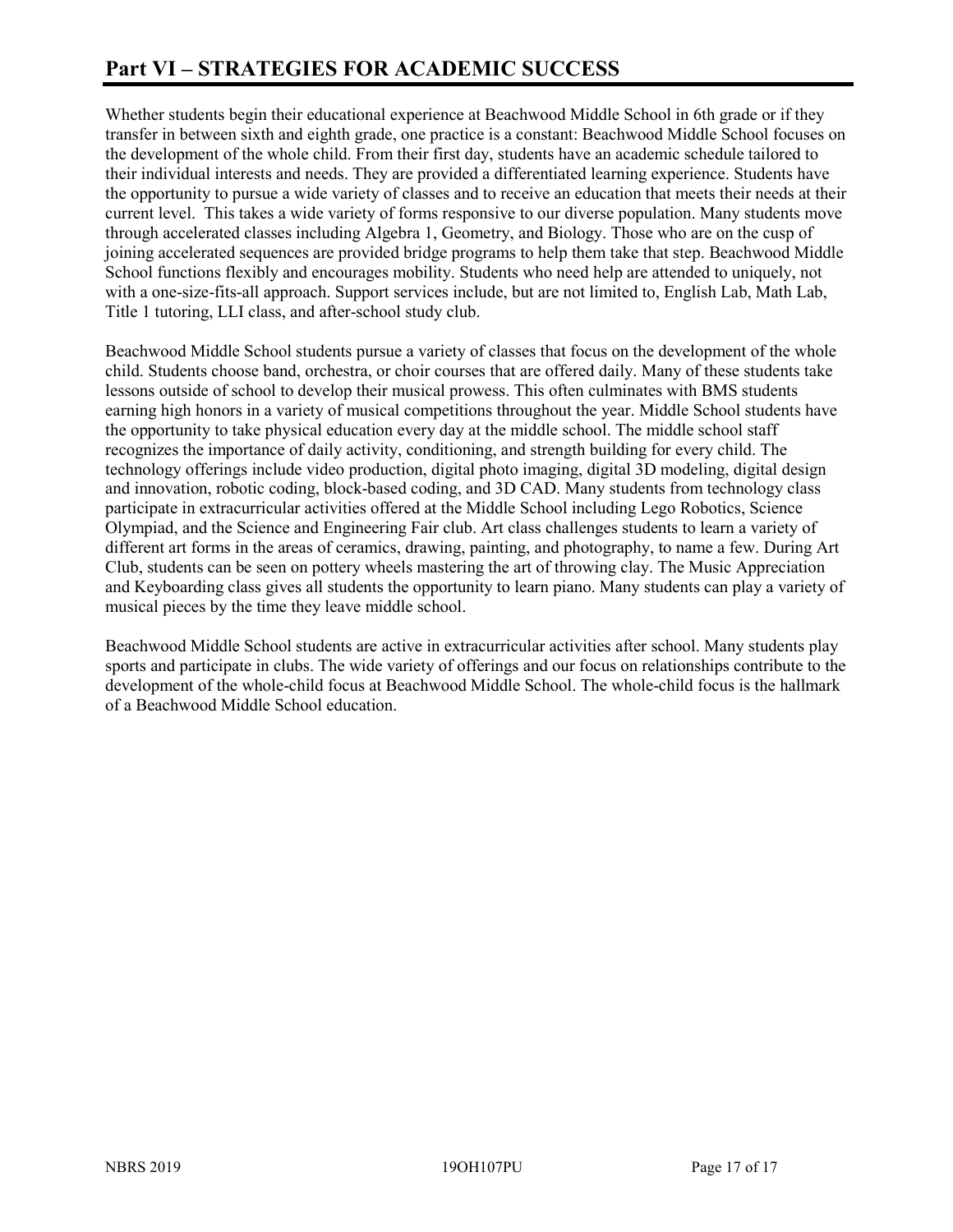# Part VI – STRATEGIES FOR ACADEMIC SUCCESS

Whether students begin their educational experience at Beachwood Middle School in 6th grade or if they transfer in between sixth and eighth grade, one practice is a constant: Beachwood Middle School focuses on the development of the whole child. From their first day, students have an academic schedule tailored to their individual interests and needs. They are provided a differentiated learning experience. Students have the opportunity to pursue a wide variety of classes and to receive an education that meets their needs at their current level. This takes a wide variety of forms responsive to our diverse population. Many students move through accelerated classes including Algebra 1, Geometry, and Biology. Those who are on the cusp of joining accelerated sequences are provided bridge programs to help them take that step. Beachwood Middle School functions flexibly and encourages mobility. Students who need help are attended to uniquely, not with a one-size-fits-all approach. Support services include, but are not limited to, English Lab, Math Lab, Title 1 tutoring, LLI class, and after-school study club.

Beachwood Middle School students pursue a variety of classes that focus on the development of the whole child. Students choose band, orchestra, or choir courses that are offered daily. Many of these students take lessons outside of school to develop their musical prowess. This often culminates with BMS students earning high honors in a variety of musical competitions throughout the year. Middle School students have the opportunity to take physical education every day at the middle school. The middle school staff recognizes the importance of daily activity, conditioning, and strength building for every child. The technology offerings include video production, digital photo imaging, digital 3D modeling, digital design and innovation, robotic coding, block-based coding, and 3D CAD. Many students from technology class participate in extracurricular activities offered at the Middle School including Lego Robotics, Science Olympiad, and the Science and Engineering Fair club. Art class challenges students to learn a variety of different art forms in the areas of ceramics, drawing, painting, and photography, to name a few. During Art Club, students can be seen on pottery wheels mastering the art of throwing clay. The Music Appreciation and Keyboarding class gives all students the opportunity to learn piano. Many students can play a variety of musical pieces by the time they leave middle school.

Beachwood Middle School students are active in extracurricular activities after school. Many students play sports and participate in clubs. The wide variety of offerings and our focus on relationships contribute to the development of the whole-child focus at Beachwood Middle School. The whole-child focus is the hallmark of a Beachwood Middle School education.